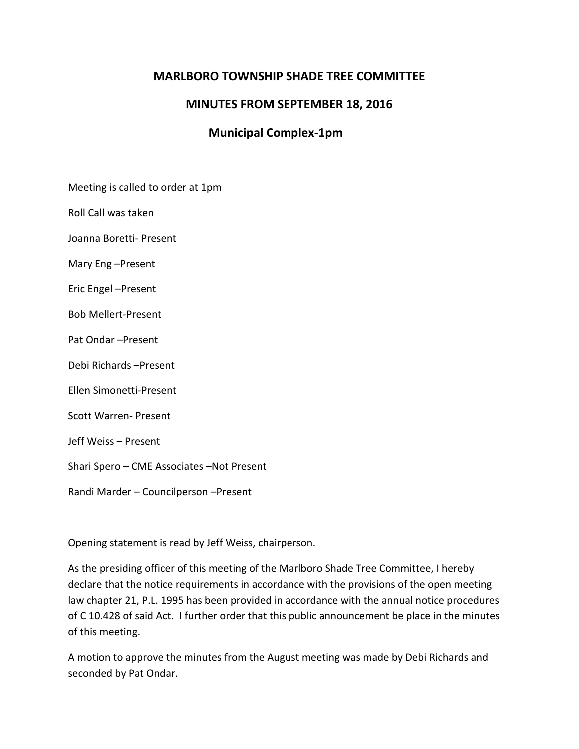# MARLBORO TOWNSHIP SHADE TREE COMMITTEE

## MINUTES FROM SEPTEMBER 18, 2016

### Municipal Complex-1pm

Meeting is called to order at 1pm

Roll Call was taken

Joanna Boretti- Present

Mary Eng –Present

Eric Engel –Present

Bob Mellert-Present

Pat Ondar –Present

Debi Richards –Present

Ellen Simonetti-Present

Scott Warren- Present

Jeff Weiss – Present

Shari Spero – CME Associates –Not Present

Randi Marder – Councilperson –Present

Opening statement is read by Jeff Weiss, chairperson.

As the presiding officer of this meeting of the Marlboro Shade Tree Committee, I hereby declare that the notice requirements in accordance with the provisions of the open meeting law chapter 21, P.L. 1995 has been provided in accordance with the annual notice procedures of C 10.428 of said Act. I further order that this public announcement be place in the minutes of this meeting.

A motion to approve the minutes from the August meeting was made by Debi Richards and seconded by Pat Ondar.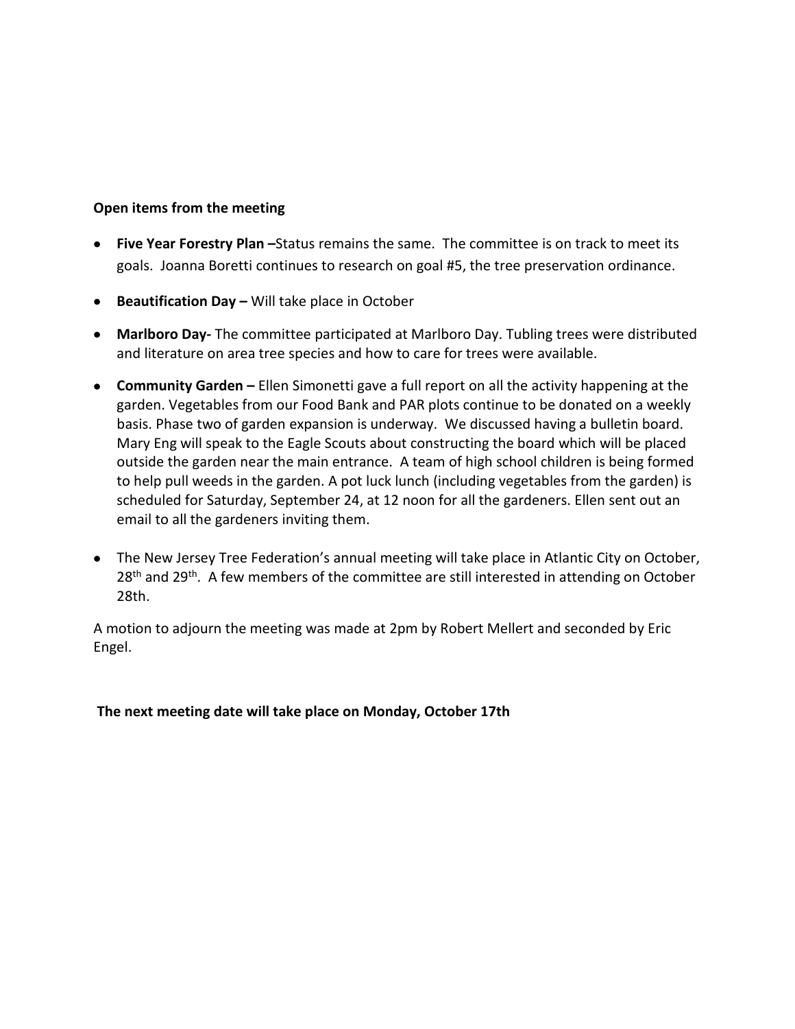**Open items from the meeting**

- **Five Year Forestry Plan –**Status remains the same. The committee is on track to meet its goals. Joanna Boretti continues to research on goal #5, the tree preservation ordinance.
- **Beautification Day –** Will take place in October
- **Marlboro Day-** The committee participated at Marlboro Day. Tubling trees were distributed and literature on area tree species and how to care for trees were available.
- **Community Garden –** Ellen Simonetti gave a full report on all the activity happening at the garden. Vegetables from our Food Bank and PAR plots continue to be donated on a weekly basis. Phase two of garden expansion is underway. We discussed having a bulletin board. Mary Eng will speak to the Eagle Scouts about constructing the board which will be placed outside the garden near the main entrance. A team of high school children is being formed to help pull weeds in the garden. A pot luck lunch (including vegetables from the garden) is scheduled for Saturday, September 24, at 12 noon for all the gardeners. Ellen sent out an email to all the gardeners inviting them.
- The New Jersey Tree Federation's annual meeting will take place in Atlantic City on October, 28th and 29th. A few members of the committee are still interested in attending on October 28th.

A motion to adjourn the meeting was made at 2pm by Robert Mellert and seconded by Eric Engel.

**The next meeting date will take place on Monday, October 17th**